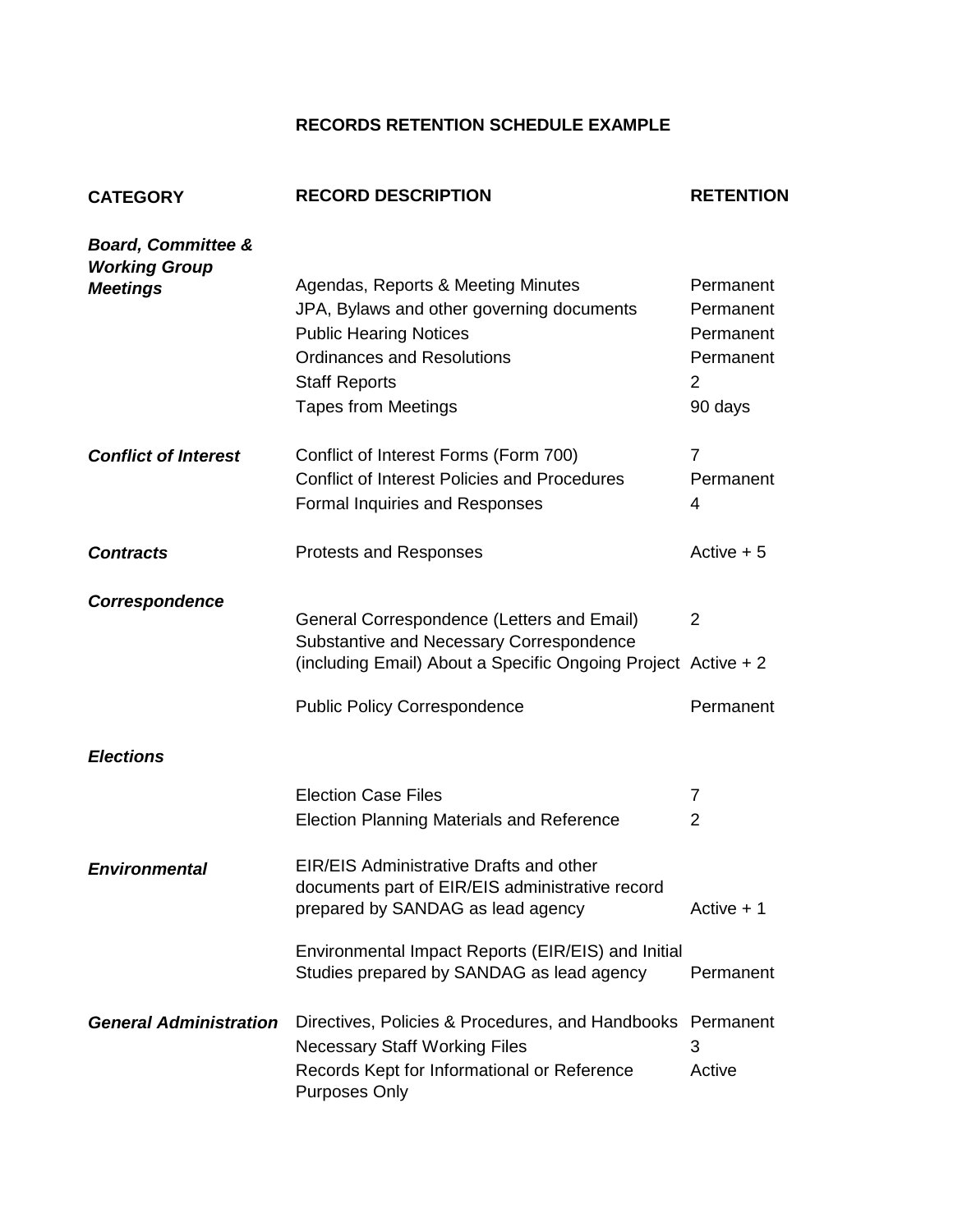# RECORDS RETENTION SCHEDULE EXAMPLE

| CATEGORY | RECORD DESCRIPTION | RETENTION |
| --- | --- | --- |
| ***Board, Committee & Working Group Meetings*** | Agendas, Reports & Meeting Minutes | Permanent |
| | JPA, Bylaws and other governing documents | Permanent |
| | Public Hearing Notices | Permanent |
| | Ordinances and Resolutions | Permanent |
| | Staff Reports | 2 |
| | Tapes from Meetings | 90 days |
| ***Conflict of Interest*** | Conflict of Interest Forms (Form 700) | 7 |
| | Conflict of Interest Policies and Procedures | Permanent |
| | Formal Inquiries and Responses | 4 |
| ***Contracts*** | Protests and Responses | Active + 5 |
| ***Correspondence*** | General Correspondence (Letters and Email) | 2 |
| | Substantive and Necessary Correspondence (including Email) About a Specific Ongoing Project | Active + 2 |
| | Public Policy Correspondence | Permanent |
| ***Elections*** | Election Case Files | 7 |
| | Election Planning Materials and Reference | 2 |
| ***Environmental*** | EIR/EIS Administrative Drafts and other documents part of EIR/EIS administrative record prepared by SANDAG as lead agency | Active + 1 |
| | Environmental Impact Reports (EIR/EIS) and Initial Studies prepared by SANDAG as lead agency | Permanent |
| ***General Administration*** | Directives, Policies & Procedures, and Handbooks | Permanent |
| | Necessary Staff Working Files | 3 |
| | Records Kept for Informational or Reference Purposes Only | Active |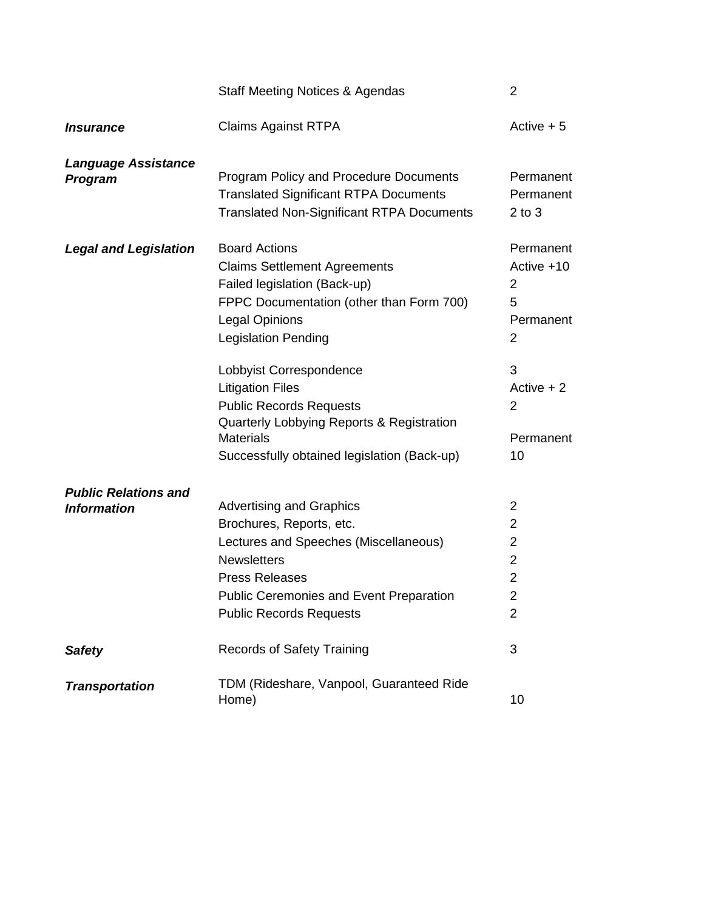| | | |
|---|---|---|
| | Staff Meeting Notices & Agendas | 2 |
| ***Insurance*** | Claims Against RTPA | Active + 5 |
| ***Language Assistance Program*** | Program Policy and Procedure Documents | Permanent |
| | Translated Significant RTPA Documents | Permanent |
| | Translated Non-Significant RTPA Documents | 2 to 3 |
| ***Legal and Legislation*** | Board Actions | Permanent |
| | Claims Settlement Agreements | Active +10 |
| | Failed legislation (Back-up) | 2 |
| | FPPC Documentation (other than Form 700) | 5 |
| | Legal Opinions | Permanent |
| | Legislation Pending | 2 |
| | Lobbyist Correspondence | 3 |
| | Litigation Files | Active + 2 |
| | Public Records Requests | 2 |
| | Quarterly Lobbying Reports & Registration Materials | Permanent |
| | Successfully obtained legislation (Back-up) | 10 |
| ***Public Relations and Information*** | Advertising and Graphics | 2 |
| | Brochures, Reports, etc. | 2 |
| | Lectures and Speeches (Miscellaneous) | 2 |
| | Newsletters | 2 |
| | Press Releases | 2 |
| | Public Ceremonies and Event Preparation | 2 |
| | Public Records Requests | 2 |
| ***Safety*** | Records of Safety Training | 3 |
| ***Transportation*** | TDM (Rideshare, Vanpool, Guaranteed Ride Home) | 10 |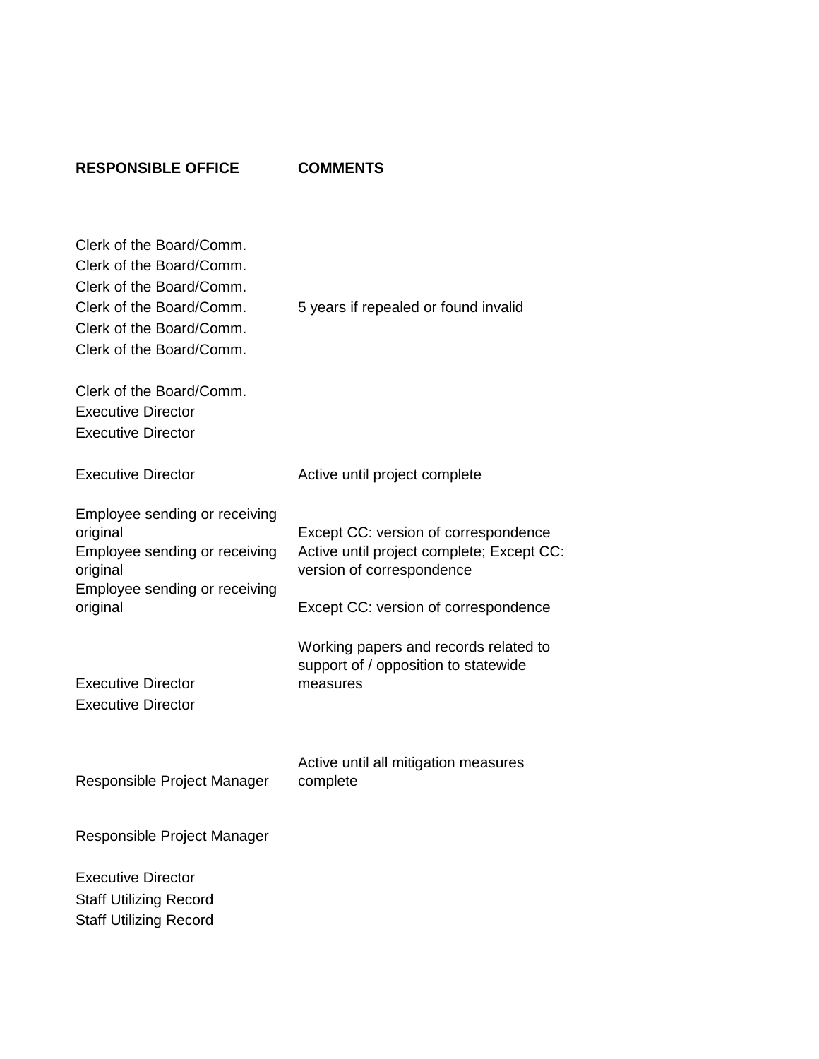| RESPONSIBLE OFFICE | COMMENTS |
|---|---|
| Clerk of the Board/Comm. | |
| Clerk of the Board/Comm. | |
| Clerk of the Board/Comm. | |
| Clerk of the Board/Comm. | 5 years if repealed or found invalid |
| Clerk of the Board/Comm. | |
| Clerk of the Board/Comm. | |
| Clerk of the Board/Comm. | |
| Executive Director | |
| Executive Director | |
| Executive Director | Active until project complete |
| Employee sending or receiving original | Except CC: version of correspondence |
| Employee sending or receiving original | Active until project complete; Except CC: version of correspondence |
| Employee sending or receiving original | Except CC: version of correspondence |
| Executive Director | Working papers and records related to support of / opposition to statewide measures |
| Executive Director | |
| Responsible Project Manager | Active until all mitigation measures complete |
| Responsible Project Manager | |
| Executive Director | |
| Staff Utilizing Record | |
| Staff Utilizing Record | |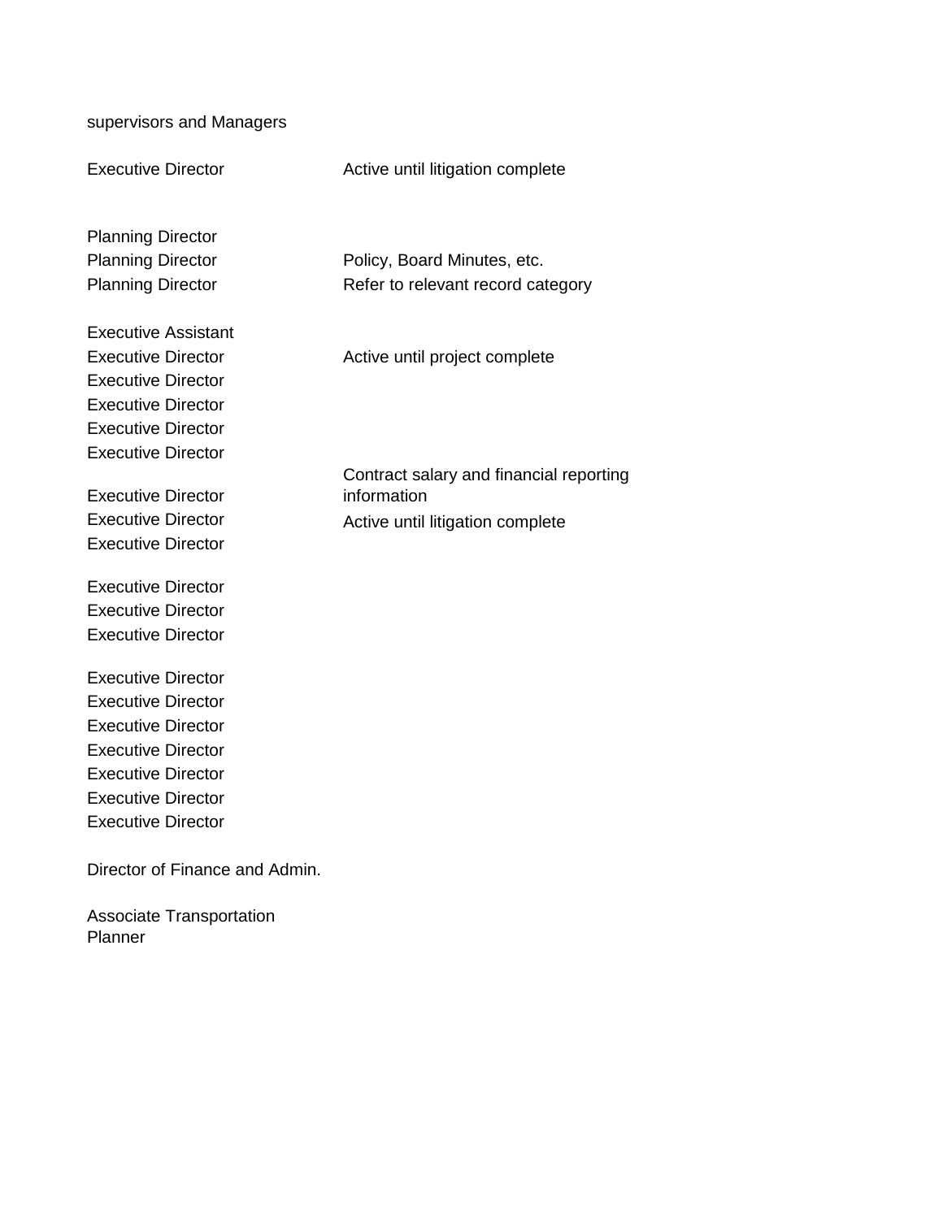supervisors and Managers

| | |
|---|---|
| Executive Director | Active until litigation complete |
| | |
| Planning Director | |
| Planning Director | Policy, Board Minutes, etc. |
| Planning Director | Refer to relevant record category |
| | |
| Executive Assistant | |
| Executive Director | Active until project complete |
| Executive Director | |
| Executive Director | |
| Executive Director | |
| Executive Director | |
| Executive Director | Contract salary and financial reporting information |
| Executive Director | Active until litigation complete |
| Executive Director | |
| | |
| Executive Director | |
| Executive Director | |
| Executive Director | |
| | |
| Executive Director | |
| Executive Director | |
| Executive Director | |
| Executive Director | |
| Executive Director | |
| Executive Director | |
| Executive Director | |
| | |
| Director of Finance and Admin. | |
| | |
| Associate Transportation Planner | |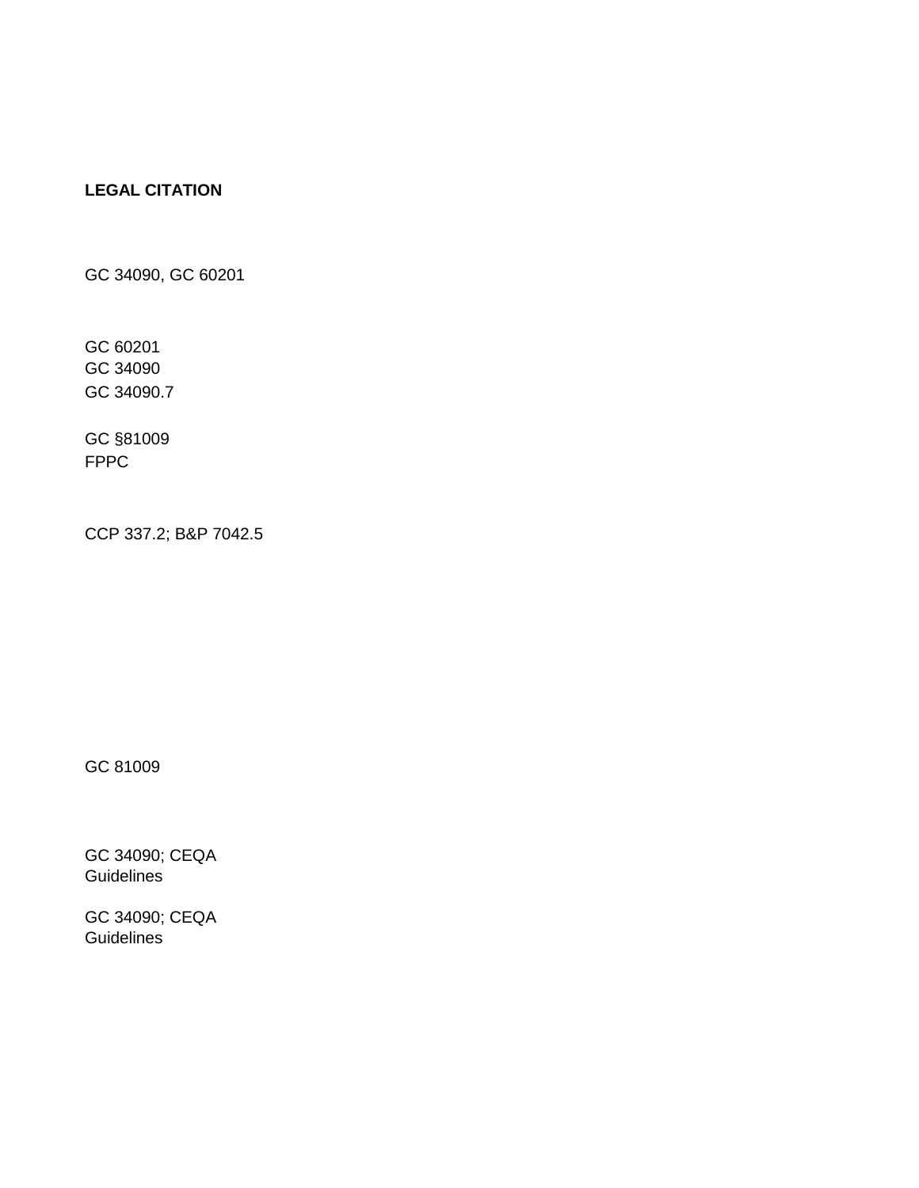**LEGAL CITATION**

GC 34090, GC 60201

GC 60201
GC 34090
GC 34090.7

GC §81009
FPPC

CCP 337.2; B&P 7042.5

GC 81009

GC 34090; CEQA Guidelines

GC 34090; CEQA Guidelines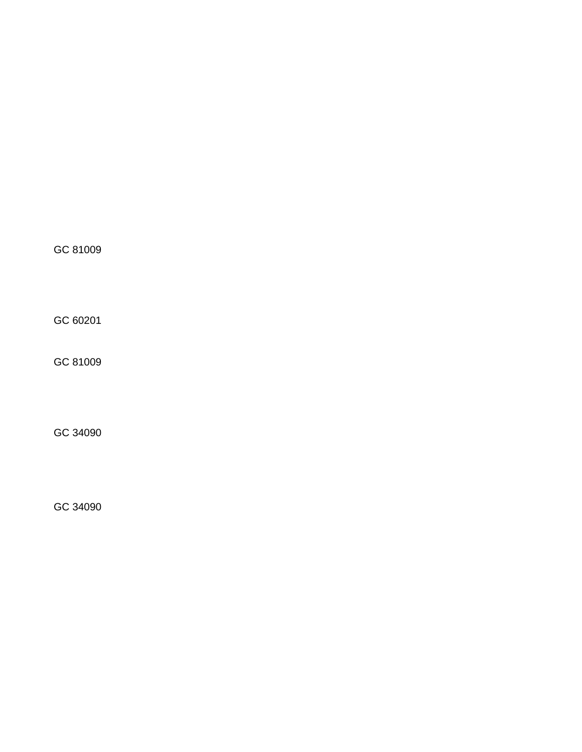GC 81009

GC 60201

GC 81009

GC 34090

GC 34090